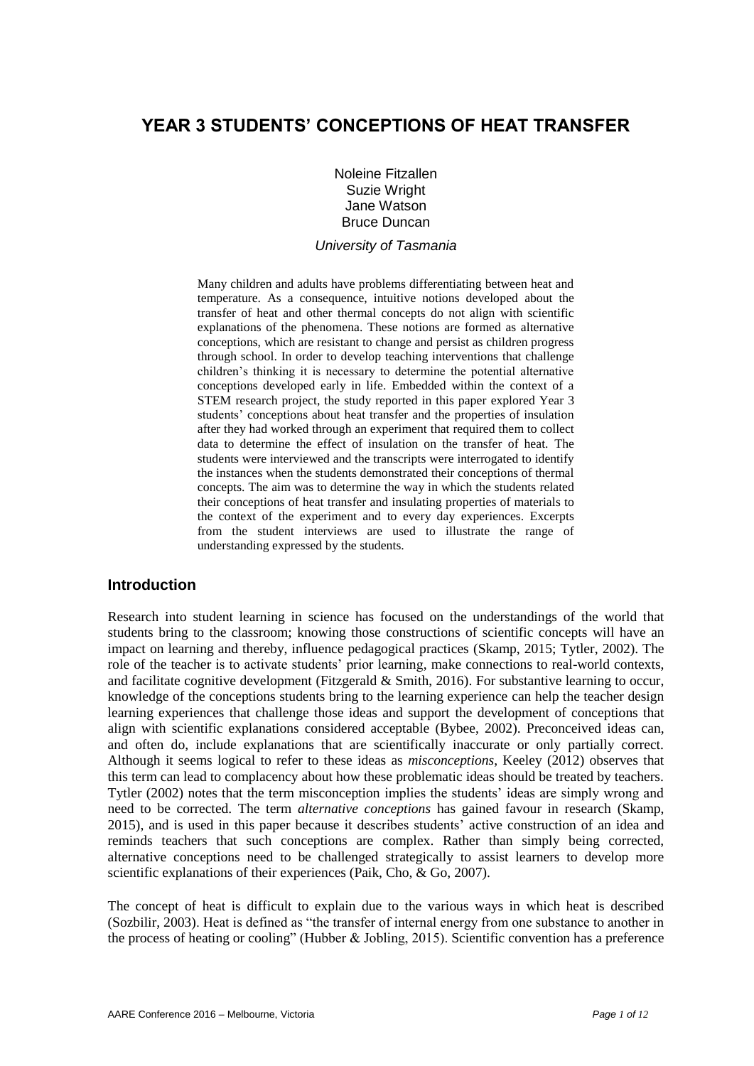# YEAR 3 STUDENTS' CONCEPTIONS OF HEAT TRANSFER

Noleine Fitzallen
Suzie Wright
Jane Watson
Bruce Duncan

*University of Tasmania*

Many children and adults have problems differentiating between heat and temperature. As a consequence, intuitive notions developed about the transfer of heat and other thermal concepts do not align with scientific explanations of the phenomena. These notions are formed as alternative conceptions, which are resistant to change and persist as children progress through school. In order to develop teaching interventions that challenge children's thinking it is necessary to determine the potential alternative conceptions developed early in life. Embedded within the context of a STEM research project, the study reported in this paper explored Year 3 students' conceptions about heat transfer and the properties of insulation after they had worked through an experiment that required them to collect data to determine the effect of insulation on the transfer of heat. The students were interviewed and the transcripts were interrogated to identify the instances when the students demonstrated their conceptions of thermal concepts. The aim was to determine the way in which the students related their conceptions of heat transfer and insulating properties of materials to the context of the experiment and to every day experiences. Excerpts from the student interviews are used to illustrate the range of understanding expressed by the students.

## Introduction

Research into student learning in science has focused on the understandings of the world that students bring to the classroom; knowing those constructions of scientific concepts will have an impact on learning and thereby, influence pedagogical practices (Skamp, 2015; Tytler, 2002). The role of the teacher is to activate students' prior learning, make connections to real-world contexts, and facilitate cognitive development (Fitzgerald & Smith, 2016). For substantive learning to occur, knowledge of the conceptions students bring to the learning experience can help the teacher design learning experiences that challenge those ideas and support the development of conceptions that align with scientific explanations considered acceptable (Bybee, 2002). Preconceived ideas can, and often do, include explanations that are scientifically inaccurate or only partially correct. Although it seems logical to refer to these ideas as *misconceptions*, Keeley (2012) observes that this term can lead to complacency about how these problematic ideas should be treated by teachers. Tytler (2002) notes that the term misconception implies the students' ideas are simply wrong and need to be corrected. The term *alternative conceptions* has gained favour in research (Skamp, 2015), and is used in this paper because it describes students' active construction of an idea and reminds teachers that such conceptions are complex. Rather than simply being corrected, alternative conceptions need to be challenged strategically to assist learners to develop more scientific explanations of their experiences (Paik, Cho, & Go, 2007).

The concept of heat is difficult to explain due to the various ways in which heat is described (Sozbilir, 2003). Heat is defined as "the transfer of internal energy from one substance to another in the process of heating or cooling" (Hubber & Jobling, 2015). Scientific convention has a preference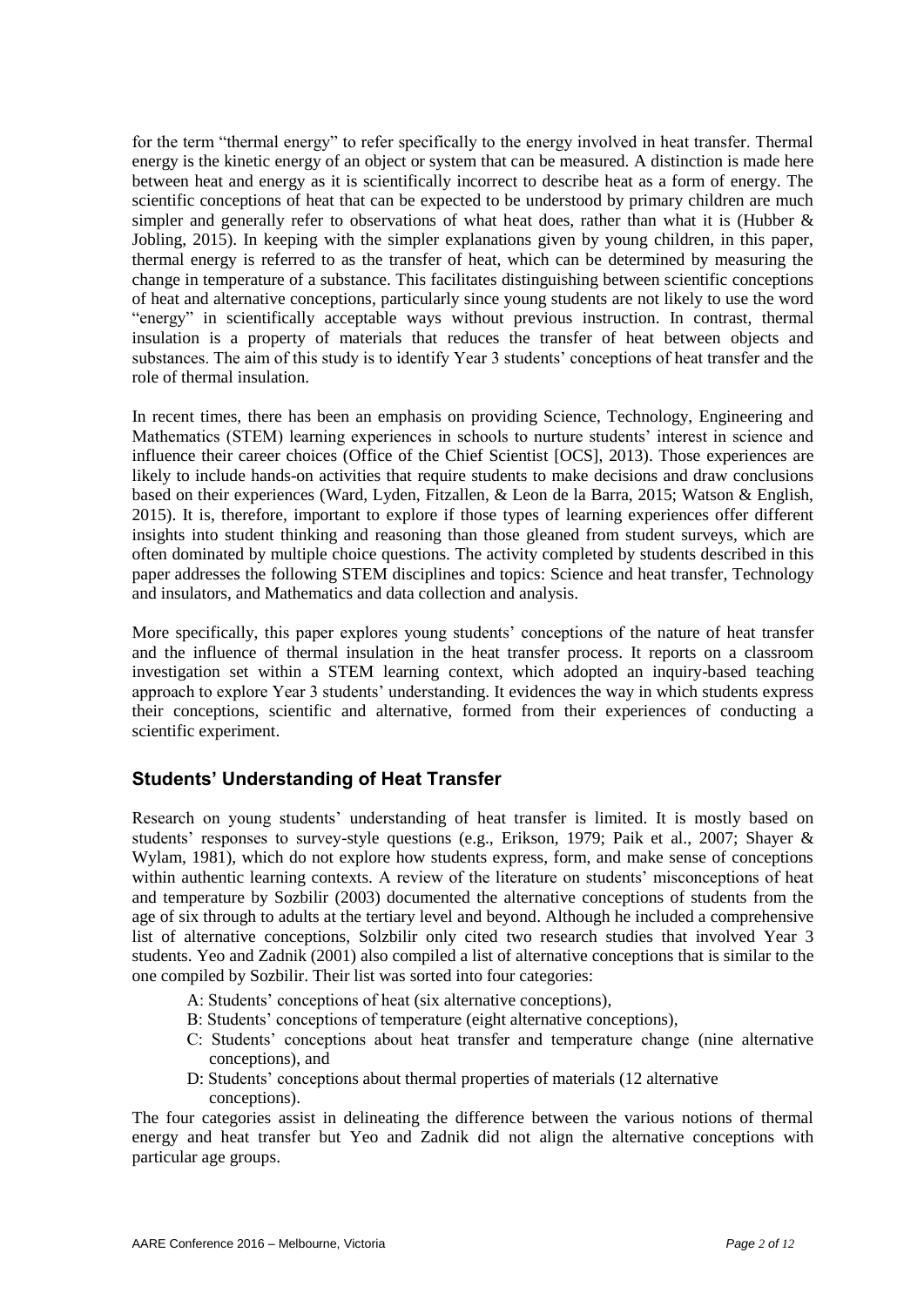for the term "thermal energy" to refer specifically to the energy involved in heat transfer. Thermal energy is the kinetic energy of an object or system that can be measured. A distinction is made here between heat and energy as it is scientifically incorrect to describe heat as a form of energy. The scientific conceptions of heat that can be expected to be understood by primary children are much simpler and generally refer to observations of what heat does, rather than what it is (Hubber & Jobling, 2015). In keeping with the simpler explanations given by young children, in this paper, thermal energy is referred to as the transfer of heat, which can be determined by measuring the change in temperature of a substance. This facilitates distinguishing between scientific conceptions of heat and alternative conceptions, particularly since young students are not likely to use the word "energy" in scientifically acceptable ways without previous instruction. In contrast, thermal insulation is a property of materials that reduces the transfer of heat between objects and substances. The aim of this study is to identify Year 3 students' conceptions of heat transfer and the role of thermal insulation.

In recent times, there has been an emphasis on providing Science, Technology, Engineering and Mathematics (STEM) learning experiences in schools to nurture students' interest in science and influence their career choices (Office of the Chief Scientist [OCS], 2013). Those experiences are likely to include hands-on activities that require students to make decisions and draw conclusions based on their experiences (Ward, Lyden, Fitzallen, & Leon de la Barra, 2015; Watson & English, 2015). It is, therefore, important to explore if those types of learning experiences offer different insights into student thinking and reasoning than those gleaned from student surveys, which are often dominated by multiple choice questions. The activity completed by students described in this paper addresses the following STEM disciplines and topics: Science and heat transfer, Technology and insulators, and Mathematics and data collection and analysis.

More specifically, this paper explores young students' conceptions of the nature of heat transfer and the influence of thermal insulation in the heat transfer process. It reports on a classroom investigation set within a STEM learning context, which adopted an inquiry-based teaching approach to explore Year 3 students' understanding. It evidences the way in which students express their conceptions, scientific and alternative, formed from their experiences of conducting a scientific experiment.

## Students' Understanding of Heat Transfer

Research on young students' understanding of heat transfer is limited. It is mostly based on students' responses to survey-style questions (e.g., Erikson, 1979; Paik et al., 2007; Shayer & Wylam, 1981), which do not explore how students express, form, and make sense of conceptions within authentic learning contexts. A review of the literature on students' misconceptions of heat and temperature by Sozbilir (2003) documented the alternative conceptions of students from the age of six through to adults at the tertiary level and beyond. Although he included a comprehensive list of alternative conceptions, Solzbilir only cited two research studies that involved Year 3 students. Yeo and Zadnik (2001) also compiled a list of alternative conceptions that is similar to the one compiled by Sozbilir. Their list was sorted into four categories:

- A: Students' conceptions of heat (six alternative conceptions),
- B: Students' conceptions of temperature (eight alternative conceptions),
- C: Students' conceptions about heat transfer and temperature change (nine alternative conceptions), and
- D: Students' conceptions about thermal properties of materials (12 alternative conceptions).

The four categories assist in delineating the difference between the various notions of thermal energy and heat transfer but Yeo and Zadnik did not align the alternative conceptions with particular age groups.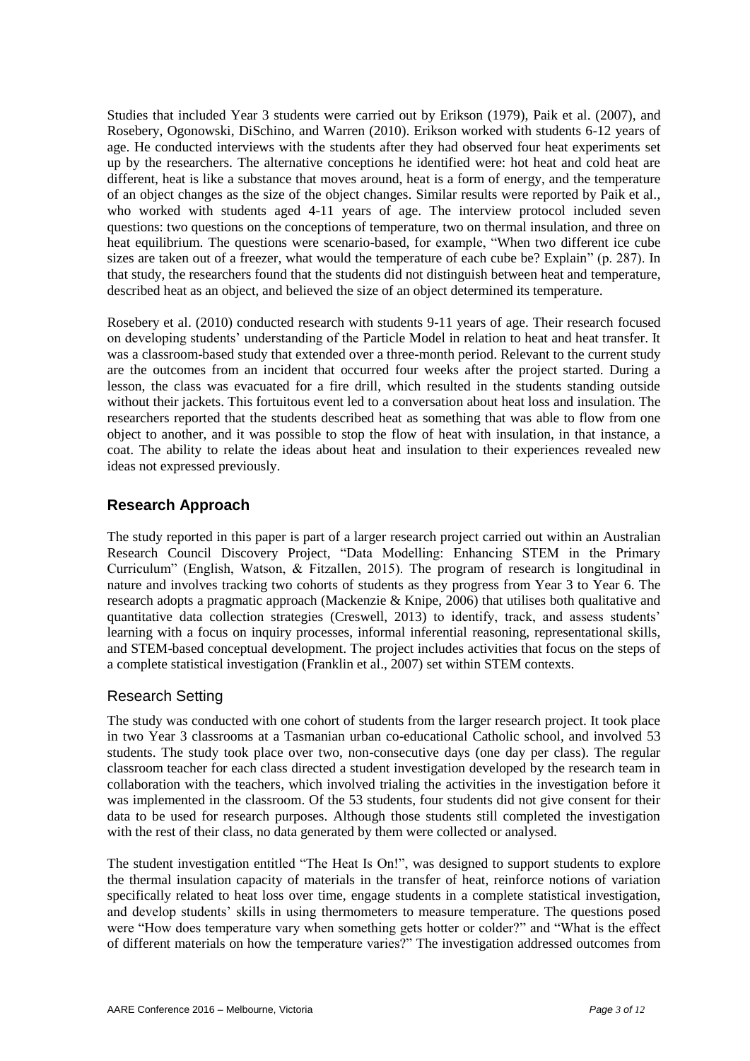Studies that included Year 3 students were carried out by Erikson (1979), Paik et al. (2007), and Rosebery, Ogonowski, DiSchino, and Warren (2010). Erikson worked with students 6-12 years of age. He conducted interviews with the students after they had observed four heat experiments set up by the researchers. The alternative conceptions he identified were: hot heat and cold heat are different, heat is like a substance that moves around, heat is a form of energy, and the temperature of an object changes as the size of the object changes. Similar results were reported by Paik et al., who worked with students aged 4-11 years of age. The interview protocol included seven questions: two questions on the conceptions of temperature, two on thermal insulation, and three on heat equilibrium. The questions were scenario-based, for example, "When two different ice cube sizes are taken out of a freezer, what would the temperature of each cube be? Explain" (p. 287). In that study, the researchers found that the students did not distinguish between heat and temperature, described heat as an object, and believed the size of an object determined its temperature.

Rosebery et al. (2010) conducted research with students 9-11 years of age. Their research focused on developing students' understanding of the Particle Model in relation to heat and heat transfer. It was a classroom-based study that extended over a three-month period. Relevant to the current study are the outcomes from an incident that occurred four weeks after the project started. During a lesson, the class was evacuated for a fire drill, which resulted in the students standing outside without their jackets. This fortuitous event led to a conversation about heat loss and insulation. The researchers reported that the students described heat as something that was able to flow from one object to another, and it was possible to stop the flow of heat with insulation, in that instance, a coat. The ability to relate the ideas about heat and insulation to their experiences revealed new ideas not expressed previously.

## Research Approach

The study reported in this paper is part of a larger research project carried out within an Australian Research Council Discovery Project, "Data Modelling: Enhancing STEM in the Primary Curriculum" (English, Watson, & Fitzallen, 2015). The program of research is longitudinal in nature and involves tracking two cohorts of students as they progress from Year 3 to Year 6. The research adopts a pragmatic approach (Mackenzie & Knipe, 2006) that utilises both qualitative and quantitative data collection strategies (Creswell, 2013) to identify, track, and assess students' learning with a focus on inquiry processes, informal inferential reasoning, representational skills, and STEM-based conceptual development. The project includes activities that focus on the steps of a complete statistical investigation (Franklin et al., 2007) set within STEM contexts.

### Research Setting

The study was conducted with one cohort of students from the larger research project. It took place in two Year 3 classrooms at a Tasmanian urban co-educational Catholic school, and involved 53 students. The study took place over two, non-consecutive days (one day per class). The regular classroom teacher for each class directed a student investigation developed by the research team in collaboration with the teachers, which involved trialing the activities in the investigation before it was implemented in the classroom. Of the 53 students, four students did not give consent for their data to be used for research purposes. Although those students still completed the investigation with the rest of their class, no data generated by them were collected or analysed.

The student investigation entitled "The Heat Is On!", was designed to support students to explore the thermal insulation capacity of materials in the transfer of heat, reinforce notions of variation specifically related to heat loss over time, engage students in a complete statistical investigation, and develop students' skills in using thermometers to measure temperature. The questions posed were "How does temperature vary when something gets hotter or colder?" and "What is the effect of different materials on how the temperature varies?" The investigation addressed outcomes from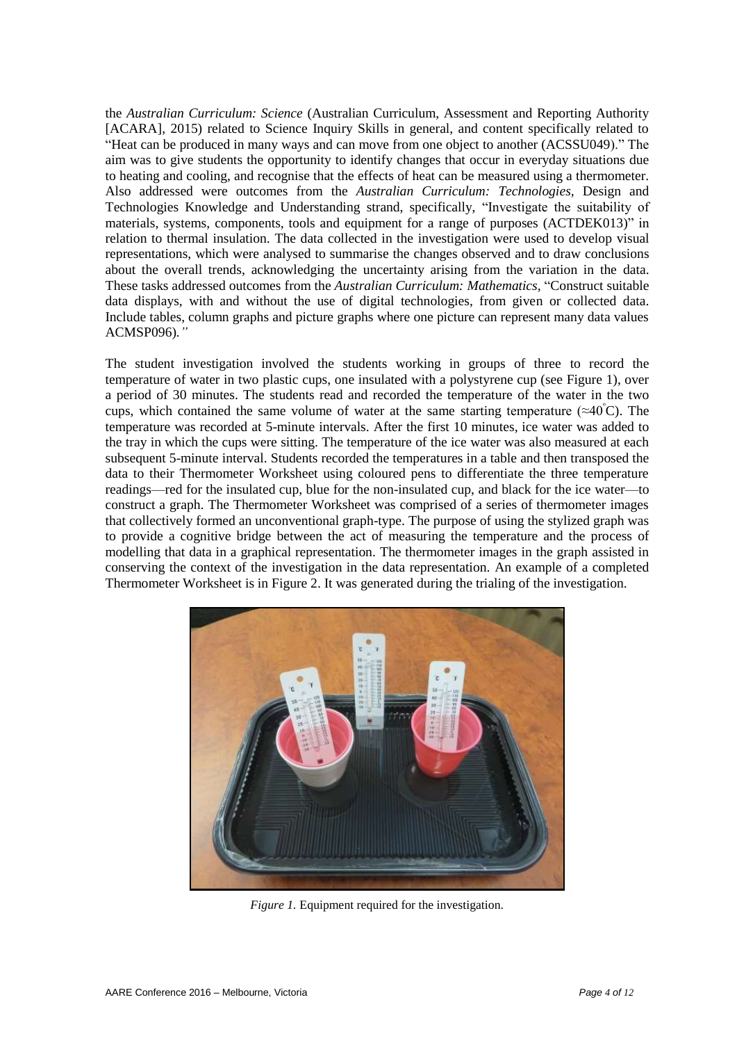the *Australian Curriculum: Science* (Australian Curriculum, Assessment and Reporting Authority [ACARA], 2015) related to Science Inquiry Skills in general, and content specifically related to "Heat can be produced in many ways and can move from one object to another (ACSSU049)." The aim was to give students the opportunity to identify changes that occur in everyday situations due to heating and cooling, and recognise that the effects of heat can be measured using a thermometer. Also addressed were outcomes from the *Australian Curriculum: Technologies*, Design and Technologies Knowledge and Understanding strand, specifically, "Investigate the suitability of materials, systems, components, tools and equipment for a range of purposes (ACTDEK013)" in relation to thermal insulation. The data collected in the investigation were used to develop visual representations, which were analysed to summarise the changes observed and to draw conclusions about the overall trends, acknowledging the uncertainty arising from the variation in the data. These tasks addressed outcomes from the *Australian Curriculum: Mathematics*, "Construct suitable data displays, with and without the use of digital technologies, from given or collected data. Include tables, column graphs and picture graphs where one picture can represent many data values ACMSP096)."

The student investigation involved the students working in groups of three to record the temperature of water in two plastic cups, one insulated with a polystyrene cup (see Figure 1), over a period of 30 minutes. The students read and recorded the temperature of the water in the two cups, which contained the same volume of water at the same starting temperature (≈40°C). The temperature was recorded at 5-minute intervals. After the first 10 minutes, ice water was added to the tray in which the cups were sitting. The temperature of the ice water was also measured at each subsequent 5-minute interval. Students recorded the temperatures in a table and then transposed the data to their Thermometer Worksheet using coloured pens to differentiate the three temperature readings—red for the insulated cup, blue for the non-insulated cup, and black for the ice water—to construct a graph. The Thermometer Worksheet was comprised of a series of thermometer images that collectively formed an unconventional graph-type. The purpose of using the stylized graph was to provide a cognitive bridge between the act of measuring the temperature and the process of modelling that data in a graphical representation. The thermometer images in the graph assisted in conserving the context of the investigation in the data representation. An example of a completed Thermometer Worksheet is in Figure 2. It was generated during the trialing of the investigation.

*Figure 1.* Equipment required for the investigation.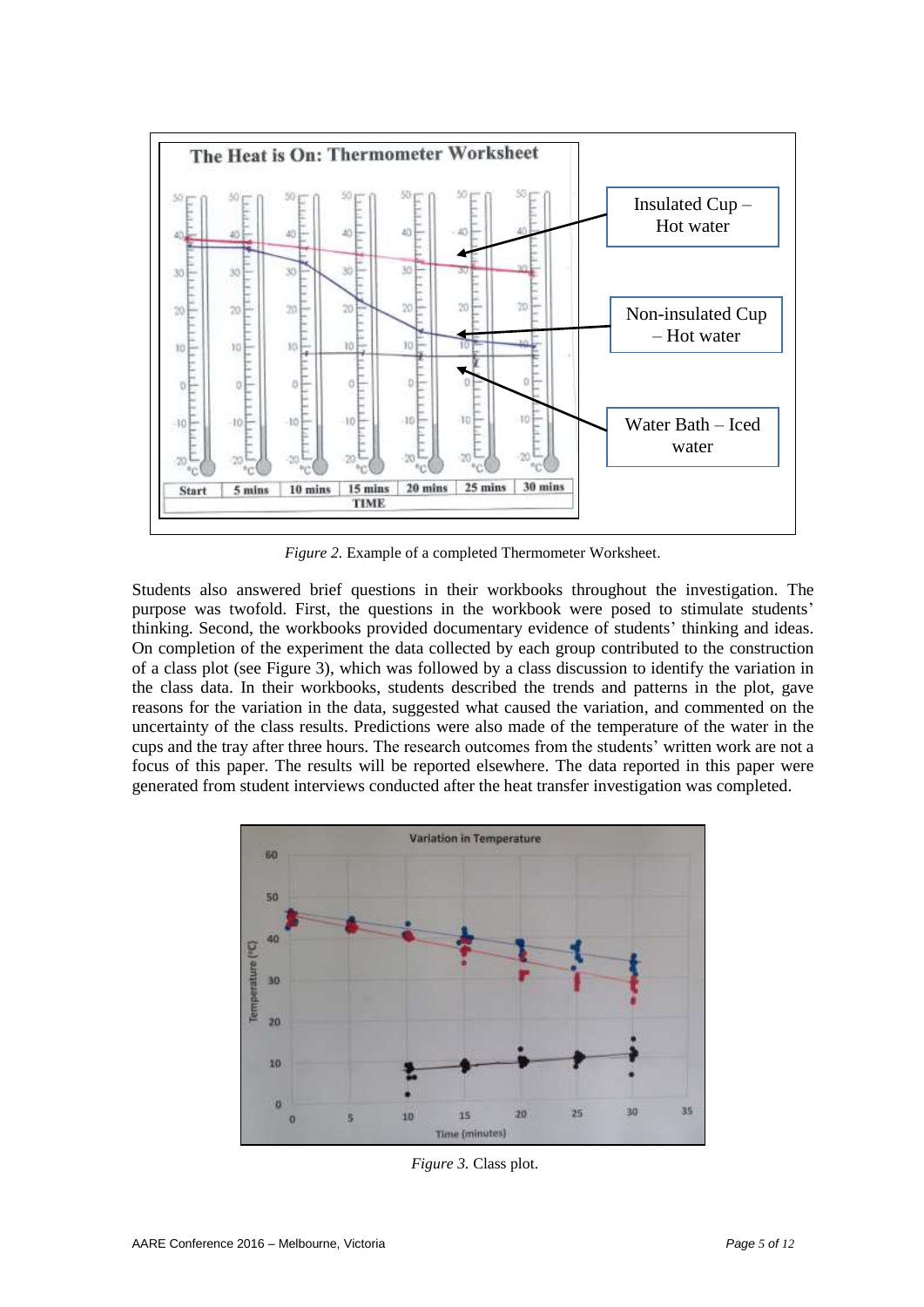*Figure 2.* Example of a completed Thermometer Worksheet.

Students also answered brief questions in their workbooks throughout the investigation. The purpose was twofold. First, the questions in the workbook were posed to stimulate students' thinking. Second, the workbooks provided documentary evidence of students' thinking and ideas. On completion of the experiment the data collected by each group contributed to the construction of a class plot (see Figure 3), which was followed by a class discussion to identify the variation in the class data. In their workbooks, students described the trends and patterns in the plot, gave reasons for the variation in the data, suggested what caused the variation, and commented on the uncertainty of the class results. Predictions were also made of the temperature of the water in the cups and the tray after three hours. The research outcomes from the students' written work are not a focus of this paper. The results will be reported elsewhere. The data reported in this paper were generated from student interviews conducted after the heat transfer investigation was completed.

*Figure 3.* Class plot.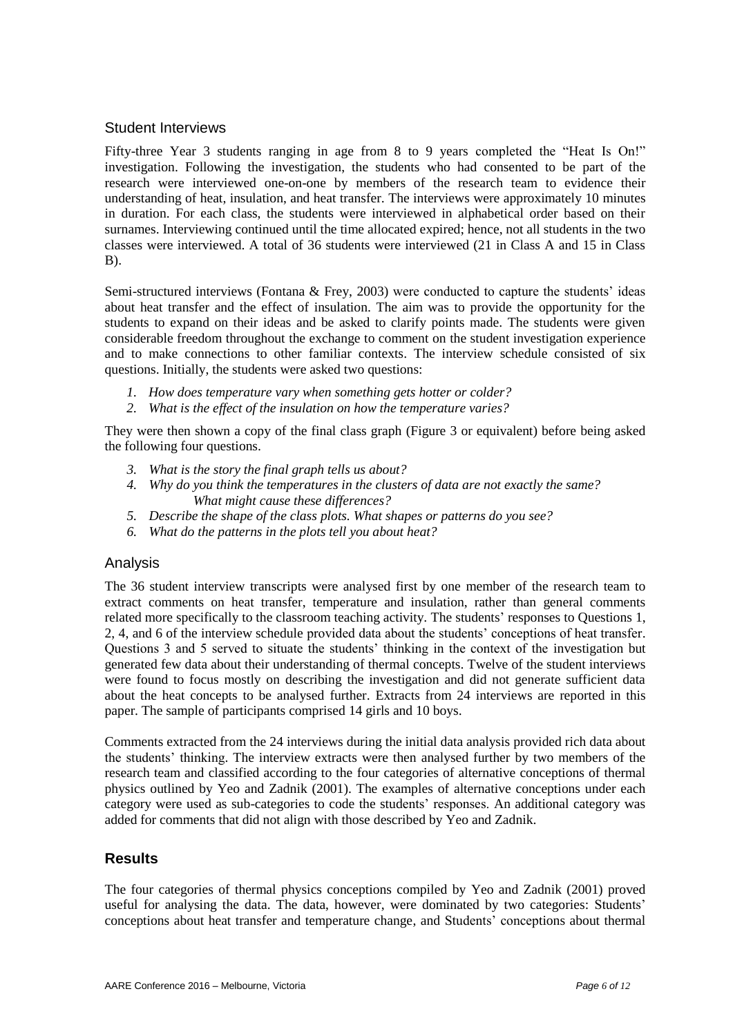## Student Interviews

Fifty-three Year 3 students ranging in age from 8 to 9 years completed the "Heat Is On!" investigation. Following the investigation, the students who had consented to be part of the research were interviewed one-on-one by members of the research team to evidence their understanding of heat, insulation, and heat transfer. The interviews were approximately 10 minutes in duration. For each class, the students were interviewed in alphabetical order based on their surnames. Interviewing continued until the time allocated expired; hence, not all students in the two classes were interviewed. A total of 36 students were interviewed (21 in Class A and 15 in Class B).

Semi-structured interviews (Fontana & Frey, 2003) were conducted to capture the students' ideas about heat transfer and the effect of insulation. The aim was to provide the opportunity for the students to expand on their ideas and be asked to clarify points made. The students were given considerable freedom throughout the exchange to comment on the student investigation experience and to make connections to other familiar contexts. The interview schedule consisted of six questions. Initially, the students were asked two questions:

1. *How does temperature vary when something gets hotter or colder?*
2. *What is the effect of the insulation on how the temperature varies?*

They were then shown a copy of the final class graph (Figure 3 or equivalent) before being asked the following four questions.

3. *What is the story the final graph tells us about?*
4. *Why do you think the temperatures in the clusters of data are not exactly the same? What might cause these differences?*
5. *Describe the shape of the class plots. What shapes or patterns do you see?*
6. *What do the patterns in the plots tell you about heat?*

## Analysis

The 36 student interview transcripts were analysed first by one member of the research team to extract comments on heat transfer, temperature and insulation, rather than general comments related more specifically to the classroom teaching activity. The students' responses to Questions 1, 2, 4, and 6 of the interview schedule provided data about the students' conceptions of heat transfer. Questions 3 and 5 served to situate the students' thinking in the context of the investigation but generated few data about their understanding of thermal concepts. Twelve of the student interviews were found to focus mostly on describing the investigation and did not generate sufficient data about the heat concepts to be analysed further. Extracts from 24 interviews are reported in this paper. The sample of participants comprised 14 girls and 10 boys.

Comments extracted from the 24 interviews during the initial data analysis provided rich data about the students' thinking. The interview extracts were then analysed further by two members of the research team and classified according to the four categories of alternative conceptions of thermal physics outlined by Yeo and Zadnik (2001). The examples of alternative conceptions under each category were used as sub-categories to code the students' responses. An additional category was added for comments that did not align with those described by Yeo and Zadnik.

# Results

The four categories of thermal physics conceptions compiled by Yeo and Zadnik (2001) proved useful for analysing the data. The data, however, were dominated by two categories: Students' conceptions about heat transfer and temperature change, and Students' conceptions about thermal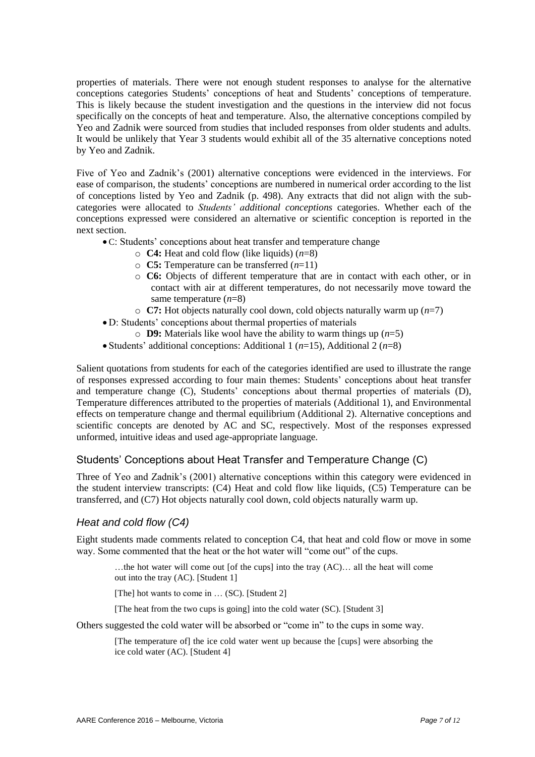properties of materials. There were not enough student responses to analyse for the alternative conceptions categories Students' conceptions of heat and Students' conceptions of temperature. This is likely because the student investigation and the questions in the interview did not focus specifically on the concepts of heat and temperature. Also, the alternative conceptions compiled by Yeo and Zadnik were sourced from studies that included responses from older students and adults. It would be unlikely that Year 3 students would exhibit all of the 35 alternative conceptions noted by Yeo and Zadnik.

Five of Yeo and Zadnik's (2001) alternative conceptions were evidenced in the interviews. For ease of comparison, the students' conceptions are numbered in numerical order according to the list of conceptions listed by Yeo and Zadnik (p. 498). Any extracts that did not align with the sub-categories were allocated to *Students' additional conceptions* categories. Whether each of the conceptions expressed were considered an alternative or scientific conception is reported in the next section.

- C: Students' conceptions about heat transfer and temperature change
  - **C4:** Heat and cold flow (like liquids) (*n*=8)
  - **C5:** Temperature can be transferred (*n*=11)
  - **C6:** Objects of different temperature that are in contact with each other, or in contact with air at different temperatures, do not necessarily move toward the same temperature (*n*=8)
  - **C7:** Hot objects naturally cool down, cold objects naturally warm up (*n*=7)
- D: Students' conceptions about thermal properties of materials
  - **D9:** Materials like wool have the ability to warm things up (*n*=5)
- Students' additional conceptions: Additional 1 (*n*=15), Additional 2 (*n*=8)

Salient quotations from students for each of the categories identified are used to illustrate the range of responses expressed according to four main themes: Students' conceptions about heat transfer and temperature change (C), Students' conceptions about thermal properties of materials (D), Temperature differences attributed to the properties of materials (Additional 1), and Environmental effects on temperature change and thermal equilibrium (Additional 2). Alternative conceptions and scientific concepts are denoted by AC and SC, respectively. Most of the responses expressed unformed, intuitive ideas and used age-appropriate language.

## Students' Conceptions about Heat Transfer and Temperature Change (C)

Three of Yeo and Zadnik's (2001) alternative conceptions within this category were evidenced in the student interview transcripts: (C4) Heat and cold flow like liquids, (C5) Temperature can be transferred, and (C7) Hot objects naturally cool down, cold objects naturally warm up.

### *Heat and cold flow (C4)*

Eight students made comments related to conception C4, that heat and cold flow or move in some way. Some commented that the heat or the hot water will "come out" of the cups.

> …the hot water will come out [of the cups] into the tray (AC)… all the heat will come out into the tray (AC). [Student 1]
>
> [The] hot wants to come in … (SC). [Student 2]
>
> [The heat from the two cups is going] into the cold water (SC). [Student 3]

Others suggested the cold water will be absorbed or "come in" to the cups in some way.

> [The temperature of] the ice cold water went up because the [cups] were absorbing the ice cold water (AC). [Student 4]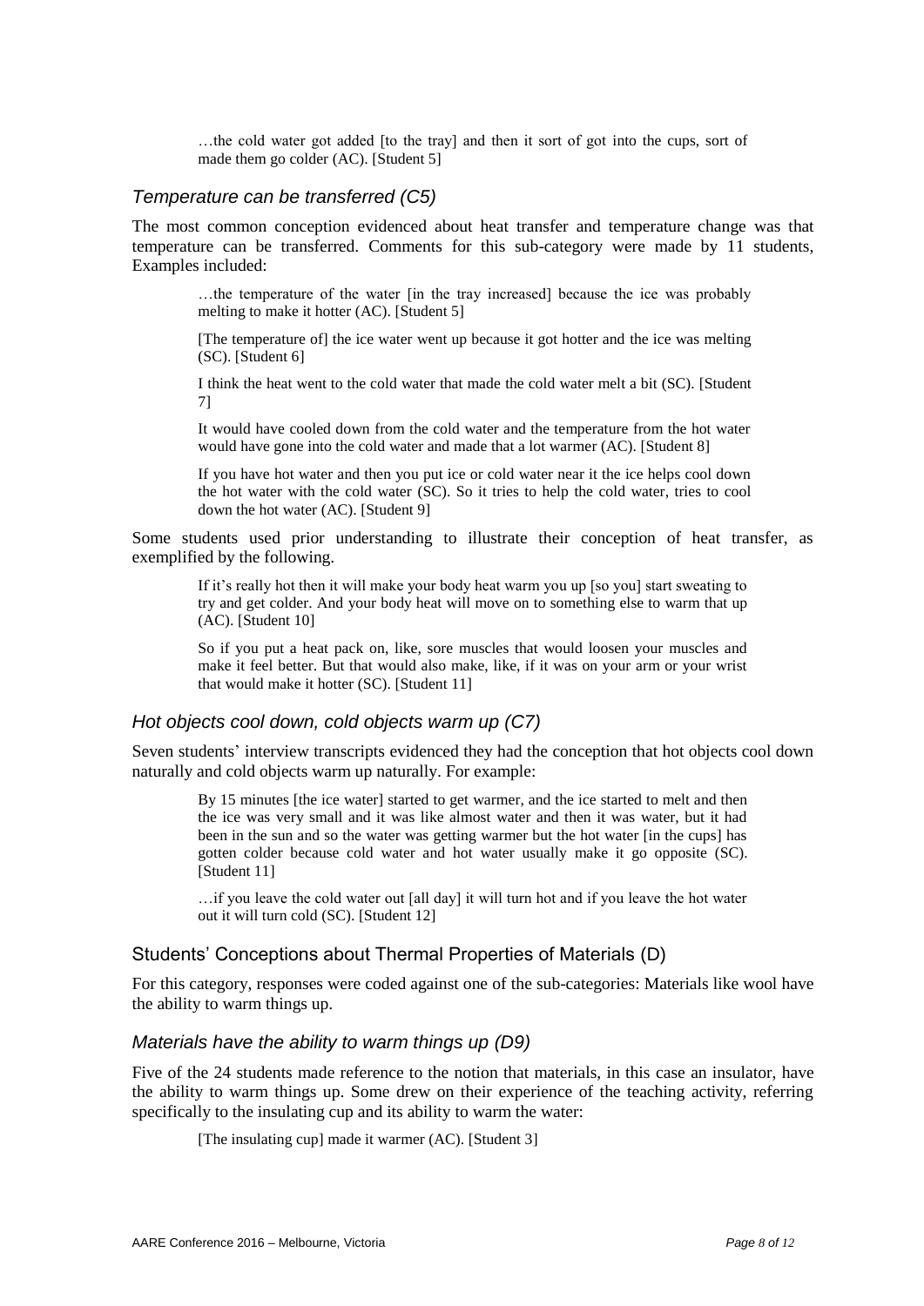> …the cold water got added [to the tray] and then it sort of got into the cups, sort of made them go colder (AC). [Student 5]

### *Temperature can be transferred (C5)*

The most common conception evidenced about heat transfer and temperature change was that temperature can be transferred. Comments for this sub-category were made by 11 students, Examples included:

> …the temperature of the water [in the tray increased] because the ice was probably melting to make it hotter (AC). [Student 5]
>
> [The temperature of] the ice water went up because it got hotter and the ice was melting (SC). [Student 6]
>
> I think the heat went to the cold water that made the cold water melt a bit (SC). [Student 7]
>
> It would have cooled down from the cold water and the temperature from the hot water would have gone into the cold water and made that a lot warmer (AC). [Student 8]
>
> If you have hot water and then you put ice or cold water near it the ice helps cool down the hot water with the cold water (SC). So it tries to help the cold water, tries to cool down the hot water (AC). [Student 9]

Some students used prior understanding to illustrate their conception of heat transfer, as exemplified by the following.

> If it's really hot then it will make your body heat warm you up [so you] start sweating to try and get colder. And your body heat will move on to something else to warm that up (AC). [Student 10]
>
> So if you put a heat pack on, like, sore muscles that would loosen your muscles and make it feel better. But that would also make, like, if it was on your arm or your wrist that would make it hotter (SC). [Student 11]

### *Hot objects cool down, cold objects warm up (C7)*

Seven students' interview transcripts evidenced they had the conception that hot objects cool down naturally and cold objects warm up naturally. For example:

> By 15 minutes [the ice water] started to get warmer, and the ice started to melt and then the ice was very small and it was like almost water and then it was water, but it had been in the sun and so the water was getting warmer but the hot water [in the cups] has gotten colder because cold water and hot water usually make it go opposite (SC). [Student 11]
>
> …if you leave the cold water out [all day] it will turn hot and if you leave the hot water out it will turn cold (SC). [Student 12]

## Students' Conceptions about Thermal Properties of Materials (D)

For this category, responses were coded against one of the sub-categories: Materials like wool have the ability to warm things up.

### *Materials have the ability to warm things up (D9)*

Five of the 24 students made reference to the notion that materials, in this case an insulator, have the ability to warm things up. Some drew on their experience of the teaching activity, referring specifically to the insulating cup and its ability to warm the water:

> [The insulating cup] made it warmer (AC). [Student 3]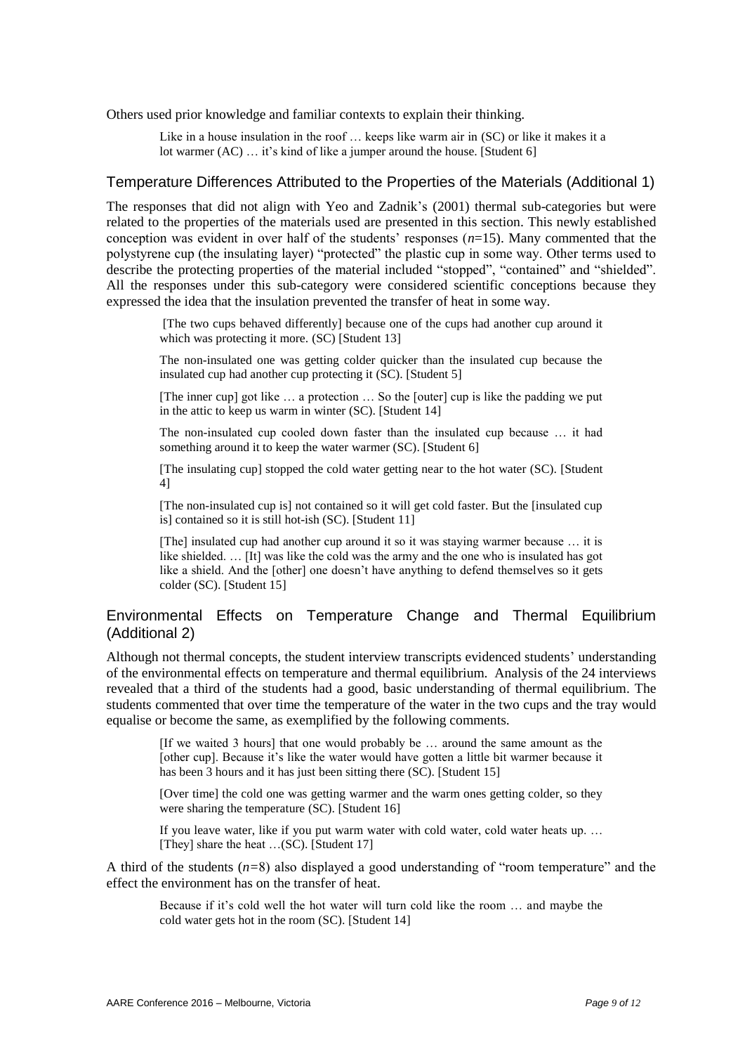Others used prior knowledge and familiar contexts to explain their thinking.

> Like in a house insulation in the roof … keeps like warm air in (SC) or like it makes it a lot warmer (AC) … it's kind of like a jumper around the house. [Student 6]

## Temperature Differences Attributed to the Properties of the Materials (Additional 1)

The responses that did not align with Yeo and Zadnik's (2001) thermal sub-categories but were related to the properties of the materials used are presented in this section. This newly established conception was evident in over half of the students' responses ($n$=15). Many commented that the polystyrene cup (the insulating layer) "protected" the plastic cup in some way. Other terms used to describe the protecting properties of the material included "stopped", "contained" and "shielded". All the responses under this sub-category were considered scientific conceptions because they expressed the idea that the insulation prevented the transfer of heat in some way.

> [The two cups behaved differently] because one of the cups had another cup around it which was protecting it more. (SC) [Student 13]
>
> The non-insulated one was getting colder quicker than the insulated cup because the insulated cup had another cup protecting it (SC). [Student 5]
>
> [The inner cup] got like … a protection … So the [outer] cup is like the padding we put in the attic to keep us warm in winter (SC). [Student 14]
>
> The non-insulated cup cooled down faster than the insulated cup because … it had something around it to keep the water warmer (SC). [Student 6]
>
> [The insulating cup] stopped the cold water getting near to the hot water (SC). [Student 4]
>
> [The non-insulated cup is] not contained so it will get cold faster. But the [insulated cup is] contained so it is still hot-ish (SC). [Student 11]
>
> [The] insulated cup had another cup around it so it was staying warmer because … it is like shielded. … [It] was like the cold was the army and the one who is insulated has got like a shield. And the [other] one doesn't have anything to defend themselves so it gets colder (SC). [Student 15]

## Environmental Effects on Temperature Change and Thermal Equilibrium (Additional 2)

Although not thermal concepts, the student interview transcripts evidenced students' understanding of the environmental effects on temperature and thermal equilibrium. Analysis of the 24 interviews revealed that a third of the students had a good, basic understanding of thermal equilibrium. The students commented that over time the temperature of the water in the two cups and the tray would equalise or become the same, as exemplified by the following comments.

> [If we waited 3 hours] that one would probably be … around the same amount as the [other cup]. Because it's like the water would have gotten a little bit warmer because it has been 3 hours and it has just been sitting there (SC). [Student 15]
>
> [Over time] the cold one was getting warmer and the warm ones getting colder, so they were sharing the temperature (SC). [Student 16]
>
> If you leave water, like if you put warm water with cold water, cold water heats up. … [They] share the heat …(SC). [Student 17]

A third of the students ($n$=8) also displayed a good understanding of "room temperature" and the effect the environment has on the transfer of heat.

> Because if it's cold well the hot water will turn cold like the room … and maybe the cold water gets hot in the room (SC). [Student 14]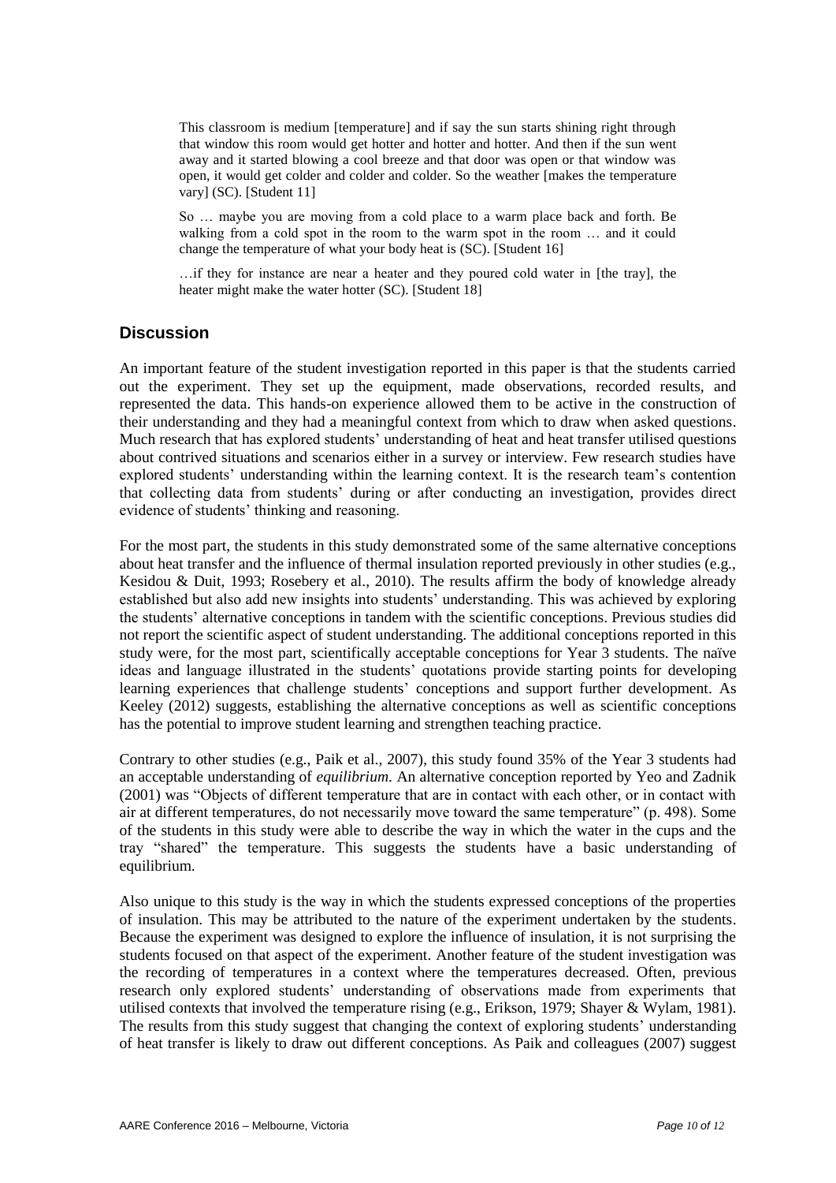> This classroom is medium [temperature] and if say the sun starts shining right through that window this room would get hotter and hotter and hotter. And then if the sun went away and it started blowing a cool breeze and that door was open or that window was open, it would get colder and colder and colder. So the weather [makes the temperature vary] (SC). [Student 11]

> So … maybe you are moving from a cold place to a warm place back and forth. Be walking from a cold spot in the room to the warm spot in the room … and it could change the temperature of what your body heat is (SC). [Student 16]

> …if they for instance are near a heater and they poured cold water in [the tray], the heater might make the water hotter (SC). [Student 18]

## Discussion

An important feature of the student investigation reported in this paper is that the students carried out the experiment. They set up the equipment, made observations, recorded results, and represented the data. This hands-on experience allowed them to be active in the construction of their understanding and they had a meaningful context from which to draw when asked questions. Much research that has explored students' understanding of heat and heat transfer utilised questions about contrived situations and scenarios either in a survey or interview. Few research studies have explored students' understanding within the learning context. It is the research team's contention that collecting data from students' during or after conducting an investigation, provides direct evidence of students' thinking and reasoning.

For the most part, the students in this study demonstrated some of the same alternative conceptions about heat transfer and the influence of thermal insulation reported previously in other studies (e.g., Kesidou & Duit, 1993; Rosebery et al., 2010). The results affirm the body of knowledge already established but also add new insights into students' understanding. This was achieved by exploring the students' alternative conceptions in tandem with the scientific conceptions. Previous studies did not report the scientific aspect of student understanding. The additional conceptions reported in this study were, for the most part, scientifically acceptable conceptions for Year 3 students. The naïve ideas and language illustrated in the students' quotations provide starting points for developing learning experiences that challenge students' conceptions and support further development. As Keeley (2012) suggests, establishing the alternative conceptions as well as scientific conceptions has the potential to improve student learning and strengthen teaching practice.

Contrary to other studies (e.g., Paik et al., 2007), this study found 35% of the Year 3 students had an acceptable understanding of *equilibrium*. An alternative conception reported by Yeo and Zadnik (2001) was "Objects of different temperature that are in contact with each other, or in contact with air at different temperatures, do not necessarily move toward the same temperature" (p. 498). Some of the students in this study were able to describe the way in which the water in the cups and the tray "shared" the temperature. This suggests the students have a basic understanding of equilibrium.

Also unique to this study is the way in which the students expressed conceptions of the properties of insulation. This may be attributed to the nature of the experiment undertaken by the students. Because the experiment was designed to explore the influence of insulation, it is not surprising the students focused on that aspect of the experiment. Another feature of the student investigation was the recording of temperatures in a context where the temperatures decreased. Often, previous research only explored students' understanding of observations made from experiments that utilised contexts that involved the temperature rising (e.g., Erikson, 1979; Shayer & Wylam, 1981). The results from this study suggest that changing the context of exploring students' understanding of heat transfer is likely to draw out different conceptions. As Paik and colleagues (2007) suggest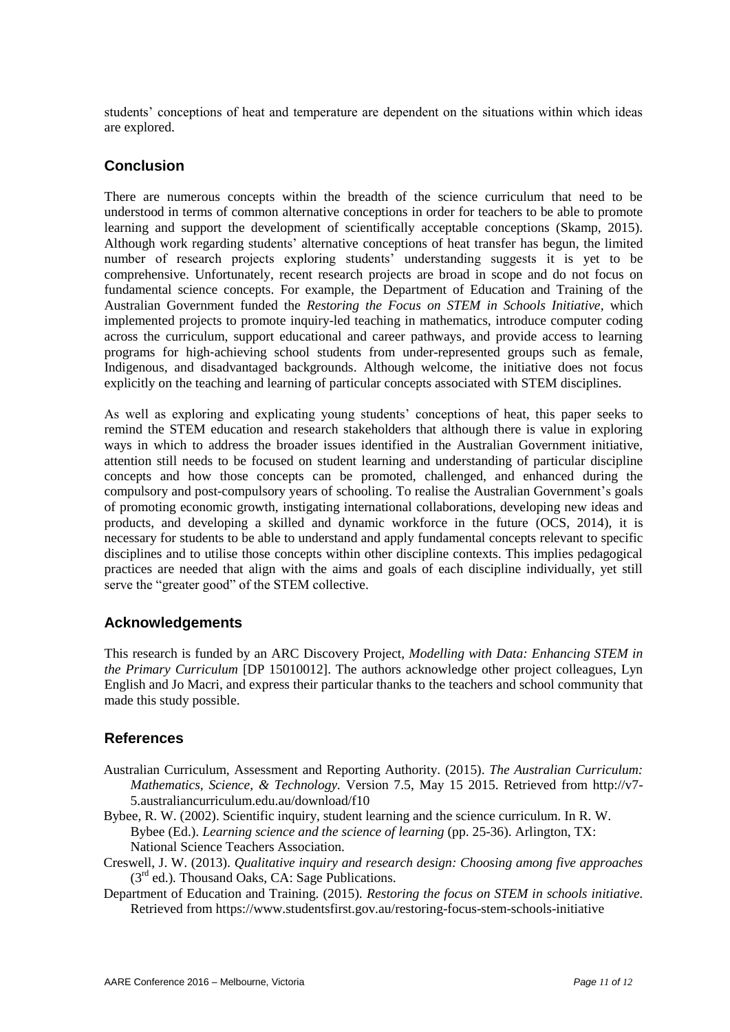students' conceptions of heat and temperature are dependent on the situations within which ideas are explored.

## Conclusion

There are numerous concepts within the breadth of the science curriculum that need to be understood in terms of common alternative conceptions in order for teachers to be able to promote learning and support the development of scientifically acceptable conceptions (Skamp, 2015). Although work regarding students' alternative conceptions of heat transfer has begun, the limited number of research projects exploring students' understanding suggests it is yet to be comprehensive. Unfortunately, recent research projects are broad in scope and do not focus on fundamental science concepts. For example, the Department of Education and Training of the Australian Government funded the *Restoring the Focus on STEM in Schools Initiative*, which implemented projects to promote inquiry-led teaching in mathematics, introduce computer coding across the curriculum, support educational and career pathways, and provide access to learning programs for high-achieving school students from under-represented groups such as female, Indigenous, and disadvantaged backgrounds. Although welcome, the initiative does not focus explicitly on the teaching and learning of particular concepts associated with STEM disciplines.

As well as exploring and explicating young students' conceptions of heat, this paper seeks to remind the STEM education and research stakeholders that although there is value in exploring ways in which to address the broader issues identified in the Australian Government initiative, attention still needs to be focused on student learning and understanding of particular discipline concepts and how those concepts can be promoted, challenged, and enhanced during the compulsory and post-compulsory years of schooling. To realise the Australian Government's goals of promoting economic growth, instigating international collaborations, developing new ideas and products, and developing a skilled and dynamic workforce in the future (OCS, 2014), it is necessary for students to be able to understand and apply fundamental concepts relevant to specific disciplines and to utilise those concepts within other discipline contexts. This implies pedagogical practices are needed that align with the aims and goals of each discipline individually, yet still serve the "greater good" of the STEM collective.

## Acknowledgements

This research is funded by an ARC Discovery Project, *Modelling with Data: Enhancing STEM in the Primary Curriculum* [DP 15010012]. The authors acknowledge other project colleagues, Lyn English and Jo Macri, and express their particular thanks to the teachers and school community that made this study possible.

## References

Australian Curriculum, Assessment and Reporting Authority. (2015). *The Australian Curriculum: Mathematics, Science, & Technology.* Version 7.5, May 15 2015. Retrieved from http://v7-5.australiancurriculum.edu.au/download/f10

Bybee, R. W. (2002). Scientific inquiry, student learning and the science curriculum. In R. W. Bybee (Ed.). *Learning science and the science of learning* (pp. 25-36). Arlington, TX: National Science Teachers Association.

Creswell, J. W. (2013). *Qualitative inquiry and research design: Choosing among five approaches* (3rd ed.). Thousand Oaks, CA: Sage Publications.

Department of Education and Training. (2015). *Restoring the focus on STEM in schools initiative.* Retrieved from https://www.studentsfirst.gov.au/restoring-focus-stem-schools-initiative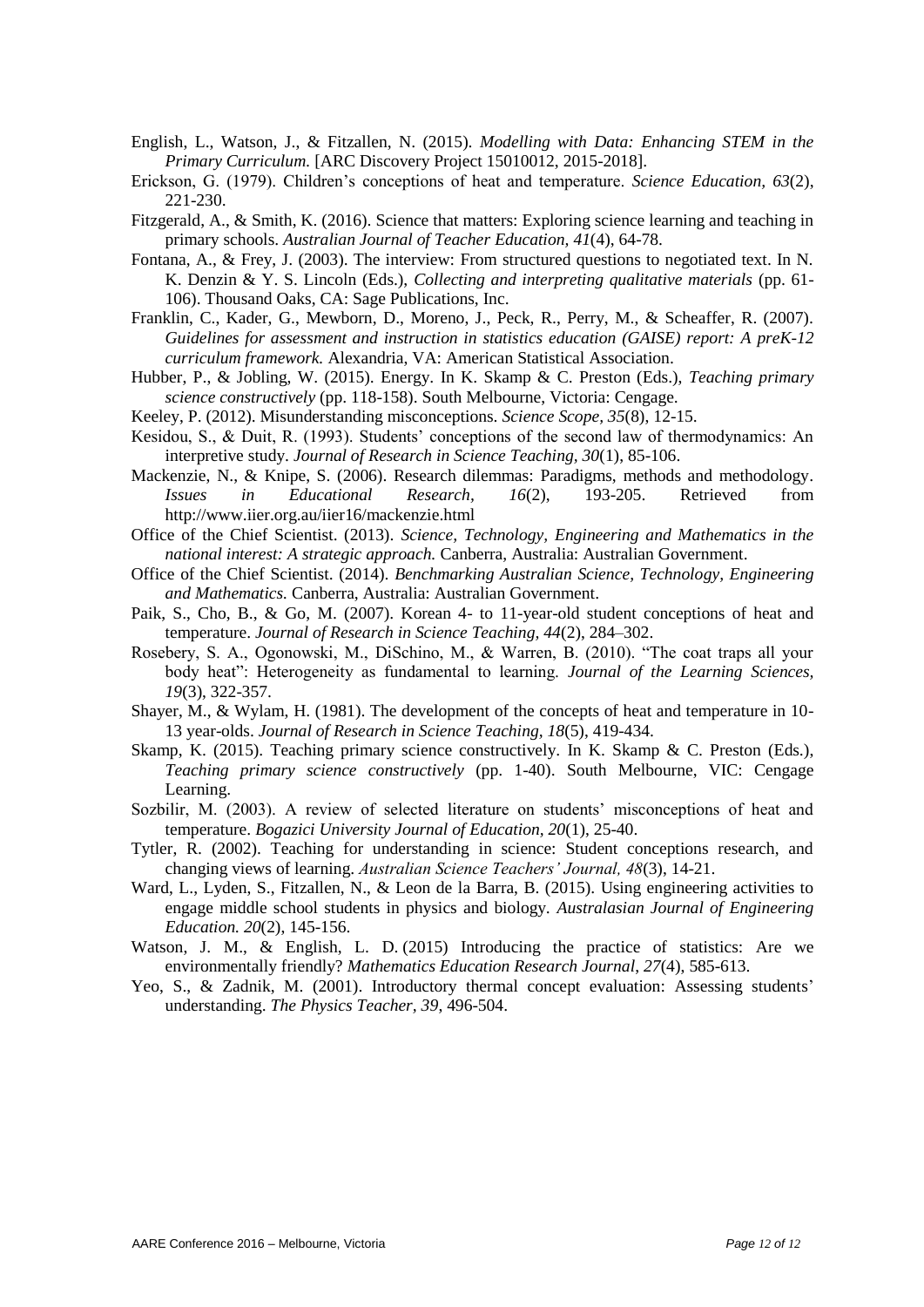English, L., Watson, J., & Fitzallen, N. (2015). *Modelling with Data: Enhancing STEM in the Primary Curriculum.* [ARC Discovery Project 15010012, 2015-2018].

Erickson, G. (1979). Children's conceptions of heat and temperature. *Science Education, 63*(2), 221-230.

Fitzgerald, A., & Smith, K. (2016). Science that matters: Exploring science learning and teaching in primary schools. *Australian Journal of Teacher Education, 41*(4), 64-78.

Fontana, A., & Frey, J. (2003). The interview: From structured questions to negotiated text. In N. K. Denzin & Y. S. Lincoln (Eds.), *Collecting and interpreting qualitative materials* (pp. 61-106). Thousand Oaks, CA: Sage Publications, Inc.

Franklin, C., Kader, G., Mewborn, D., Moreno, J., Peck, R., Perry, M., & Scheaffer, R. (2007). *Guidelines for assessment and instruction in statistics education (GAISE) report: A preK-12 curriculum framework.* Alexandria, VA: American Statistical Association.

Hubber, P., & Jobling, W. (2015). Energy. In K. Skamp & C. Preston (Eds.), *Teaching primary science constructively* (pp. 118-158). South Melbourne, Victoria: Cengage.

Keeley, P. (2012). Misunderstanding misconceptions. *Science Scope, 35*(8), 12-15.

Kesidou, S., & Duit, R. (1993). Students' conceptions of the second law of thermodynamics: An interpretive study. *Journal of Research in Science Teaching, 30*(1), 85-106.

Mackenzie, N., & Knipe, S. (2006). Research dilemmas: Paradigms, methods and methodology. *Issues in Educational Research, 16*(2), 193-205. Retrieved from http://www.iier.org.au/iier16/mackenzie.html

Office of the Chief Scientist. (2013). *Science, Technology, Engineering and Mathematics in the national interest: A strategic approach.* Canberra, Australia: Australian Government.

Office of the Chief Scientist. (2014). *Benchmarking Australian Science, Technology, Engineering and Mathematics.* Canberra, Australia: Australian Government.

Paik, S., Cho, B., & Go, M. (2007). Korean 4- to 11-year-old student conceptions of heat and temperature. *Journal of Research in Science Teaching, 44*(2), 284–302.

Rosebery, S. A., Ogonowski, M., DiSchino, M., & Warren, B. (2010). "The coat traps all your body heat": Heterogeneity as fundamental to learning. *Journal of the Learning Sciences, 19*(3), 322-357.

Shayer, M., & Wylam, H. (1981). The development of the concepts of heat and temperature in 10-13 year-olds. *Journal of Research in Science Teaching, 18*(5), 419-434.

Skamp, K. (2015). Teaching primary science constructively. In K. Skamp & C. Preston (Eds.), *Teaching primary science constructively* (pp. 1-40). South Melbourne, VIC: Cengage Learning.

Sozbilir, M. (2003). A review of selected literature on students' misconceptions of heat and temperature. *Bogazici University Journal of Education, 20*(1), 25-40.

Tytler, R. (2002). Teaching for understanding in science: Student conceptions research, and changing views of learning. *Australian Science Teachers' Journal, 48*(3), 14-21.

Ward, L., Lyden, S., Fitzallen, N., & Leon de la Barra, B. (2015). Using engineering activities to engage middle school students in physics and biology. *Australasian Journal of Engineering Education. 20*(2), 145-156.

Watson, J. M., & English, L. D. (2015) Introducing the practice of statistics: Are we environmentally friendly? *Mathematics Education Research Journal, 27*(4), 585-613.

Yeo, S., & Zadnik, M. (2001). Introductory thermal concept evaluation: Assessing students' understanding. *The Physics Teacher, 39*, 496-504.